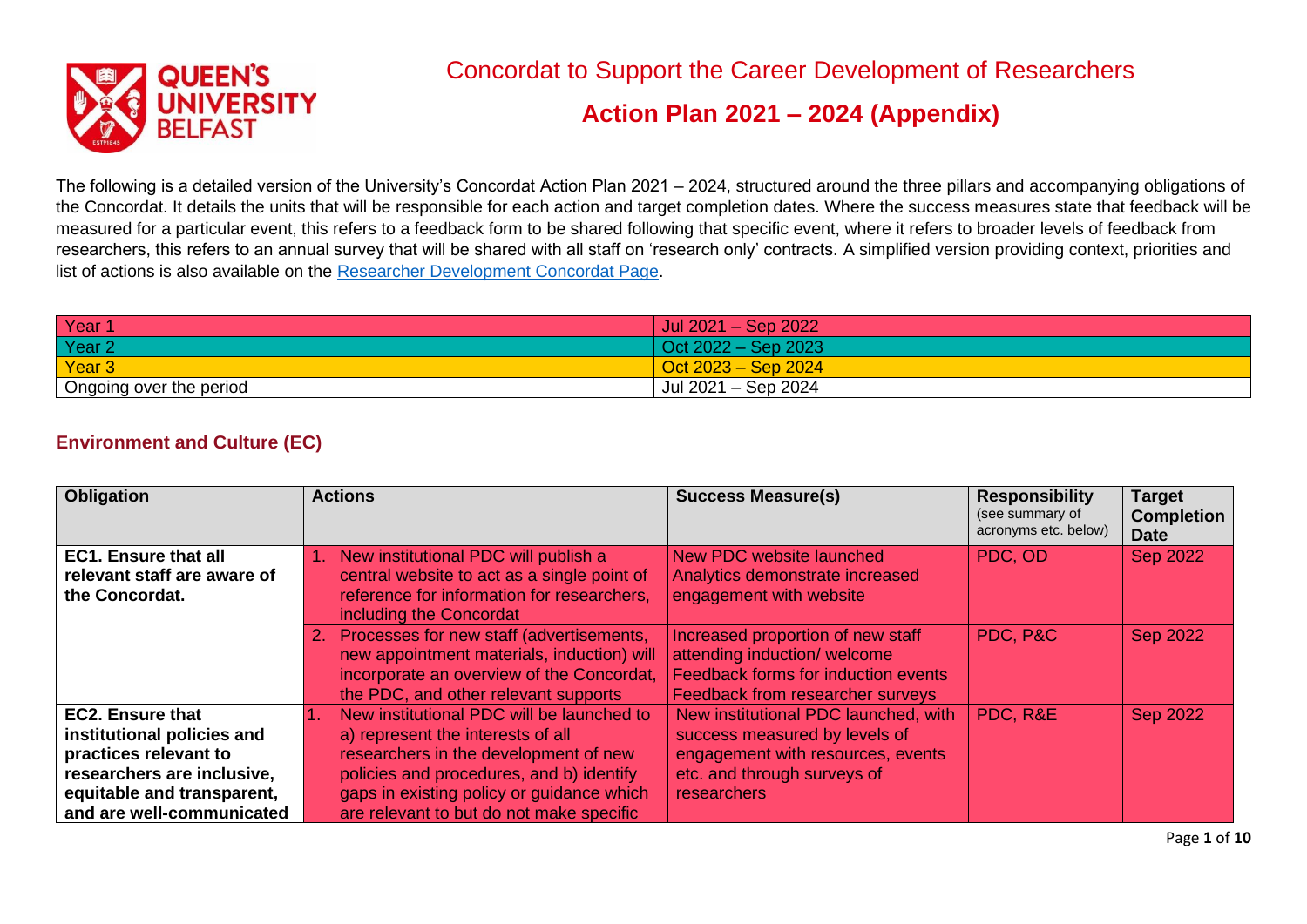# Concordat to Support the Career Development of Researchers

## Action Plan 2021 – 2024 (Appendix)

The following is a detailed version of the University's Concordat Action Plan 2021 – 2024, structured around the three pillars and accompanying obligations of the Concordat. It details the units that will be responsible for each action and target completion dates. Where the success measures state that feedback will be measured for a particular event, this refers to a feedback form to be shared following that specific event, where it refers to broader levels of feedback from researchers, this refers to an annual survey that will be shared with all staff on 'research only' contracts. A simplified version providing context, priorities and list of actions is also available on the [Researcher Development Concordat Page](Researcher Development Concordat Page).

| | |
|---|---|
| Year 1 | Jul 2021 – Sep 2022 |
| Year 2 | Oct 2022 – Sep 2023 |
| Year 3 | Oct 2023 – Sep 2024 |
| Ongoing over the period | Jul 2021 – Sep 2024 |

### Environment and Culture (EC)

| Obligation | Actions | Success Measure(s) | Responsibility (see summary of acronyms etc. below) | Target Completion Date |
|---|---|---|---|---|
| **EC1. Ensure that all relevant staff are aware of the Concordat.** | 1. New institutional PDC will publish a central website to act as a single point of reference for information for researchers, including the Concordat | New PDC website launched<br>Analytics demonstrate increased engagement with website | PDC, OD | Sep 2022 |
| | 2. Processes for new staff (advertisements, new appointment materials, induction) will incorporate an overview of the Concordat, the PDC, and other relevant supports | Increased proportion of new staff attending induction/ welcome<br>Feedback forms for induction events<br>Feedback from researcher surveys | PDC, P&C | Sep 2022 |
| **EC2. Ensure that institutional policies and practices relevant to researchers are inclusive, equitable and transparent, and are well-communicated** | 1. New institutional PDC will be launched to a) represent the interests of all researchers in the development of new policies and procedures, and b) identify gaps in existing policy or guidance which are relevant to but do not make specific | New institutional PDC launched, with success measured by levels of engagement with resources, events etc. and through surveys of researchers | PDC, R&E | Sep 2022 |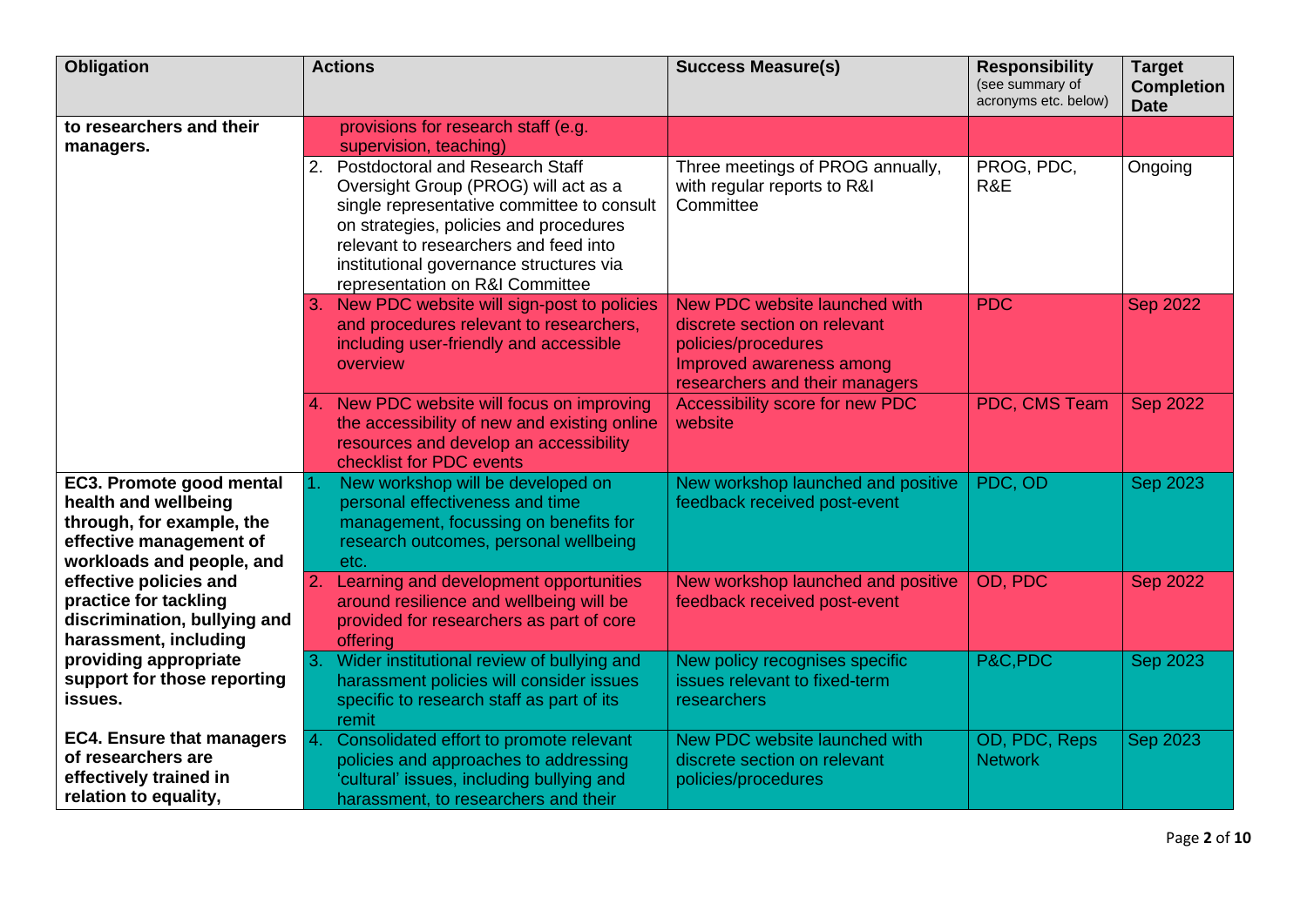| Obligation | Actions | Success Measure(s) | Responsibility (see summary of acronyms etc. below) | Target Completion Date |
|---|---|---|---|---|
| to researchers and their managers. | provisions for research staff (e.g. supervision, teaching) | | | |
| | 2. Postdoctoral and Research Staff Oversight Group (PROG) will act as a single representative committee to consult on strategies, policies and procedures relevant to researchers and feed into institutional governance structures via representation on R&I Committee | Three meetings of PROG annually, with regular reports to R&I Committee | PROG, PDC, R&E | Ongoing |
| | 3. New PDC website will sign-post to policies and procedures relevant to researchers, including user-friendly and accessible overview | New PDC website launched with discrete section on relevant policies/procedures<br>Improved awareness among researchers and their managers | PDC | Sep 2022 |
| | 4. New PDC website will focus on improving the accessibility of new and existing online resources and develop an accessibility checklist for PDC events | Accessibility score for new PDC website | PDC, CMS Team | Sep 2022 |
| **EC3. Promote good mental health and wellbeing through, for example, the effective management of workloads and people, and effective policies and practice for tackling discrimination, bullying and harassment, including providing appropriate support for those reporting issues.** | 1. New workshop will be developed on personal effectiveness and time management, focussing on benefits for research outcomes, personal wellbeing etc. | New workshop launched and positive feedback received post-event | PDC, OD | Sep 2023 |
| | 2. Learning and development opportunities around resilience and wellbeing will be provided for researchers as part of core offering | New workshop launched and positive feedback received post-event | OD, PDC | Sep 2022 |
| | 3. Wider institutional review of bullying and harassment policies will consider issues specific to research staff as part of its remit | New policy recognises specific issues relevant to fixed-term researchers | P&C,PDC | Sep 2023 |
| **EC4. Ensure that managers of researchers are effectively trained in relation to equality,** | 4. Consolidated effort to promote relevant policies and approaches to addressing 'cultural' issues, including bullying and harassment, to researchers and their | New PDC website launched with discrete section on relevant policies/procedures | OD, PDC, Reps Network | Sep 2023 |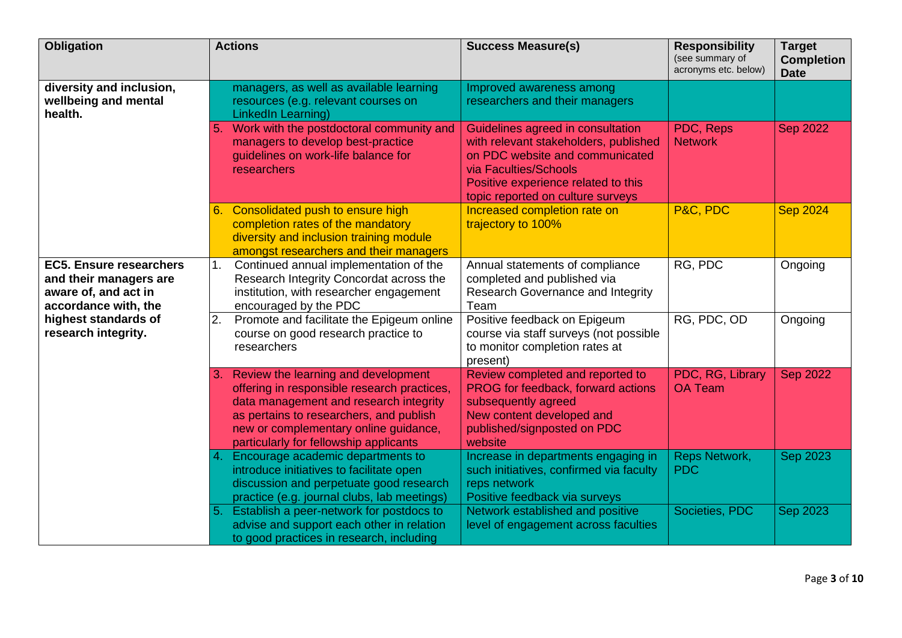| Obligation | Actions | Success Measure(s) | Responsibility (see summary of acronyms etc. below) | Target Completion Date |
|---|---|---|---|---|
| **diversity and inclusion, wellbeing and mental health.** | managers, as well as available learning resources (e.g. relevant courses on LinkedIn Learning) | Improved awareness among researchers and their managers | | |
| | 5. Work with the postdoctoral community and managers to develop best-practice guidelines on work-life balance for researchers | Guidelines agreed in consultation with relevant stakeholders, published on PDC website and communicated via Faculties/Schools<br>Positive experience related to this topic reported on culture surveys | PDC, Reps Network | Sep 2022 |
| | 6. Consolidated push to ensure high completion rates of the mandatory diversity and inclusion training module amongst researchers and their managers | Increased completion rate on trajectory to 100% | P&C, PDC | Sep 2024 |
| **EC5. Ensure researchers and their managers are aware of, and act in accordance with, the highest standards of research integrity.** | 1. Continued annual implementation of the Research Integrity Concordat across the institution, with researcher engagement encouraged by the PDC | Annual statements of compliance completed and published via Research Governance and Integrity Team | RG, PDC | Ongoing |
| | 2. Promote and facilitate the Epigeum online course on good research practice to researchers | Positive feedback on Epigeum course via staff surveys (not possible to monitor completion rates at present) | RG, PDC, OD | Ongoing |
| | 3. Review the learning and development offering in responsible research practices, data management and research integrity as pertains to researchers, and publish new or complementary online guidance, particularly for fellowship applicants | Review completed and reported to PROG for feedback, forward actions subsequently agreed<br>New content developed and published/signposted on PDC website | PDC, RG, Library OA Team | Sep 2022 |
| | 4. Encourage academic departments to introduce initiatives to facilitate open discussion and perpetuate good research practice (e.g. journal clubs, lab meetings) | Increase in departments engaging in such initiatives, confirmed via faculty reps network<br>Positive feedback via surveys | Reps Network, PDC | Sep 2023 |
| | 5. Establish a peer-network for postdocs to advise and support each other in relation to good practices in research, including | Network established and positive level of engagement across faculties | Societies, PDC | Sep 2023 |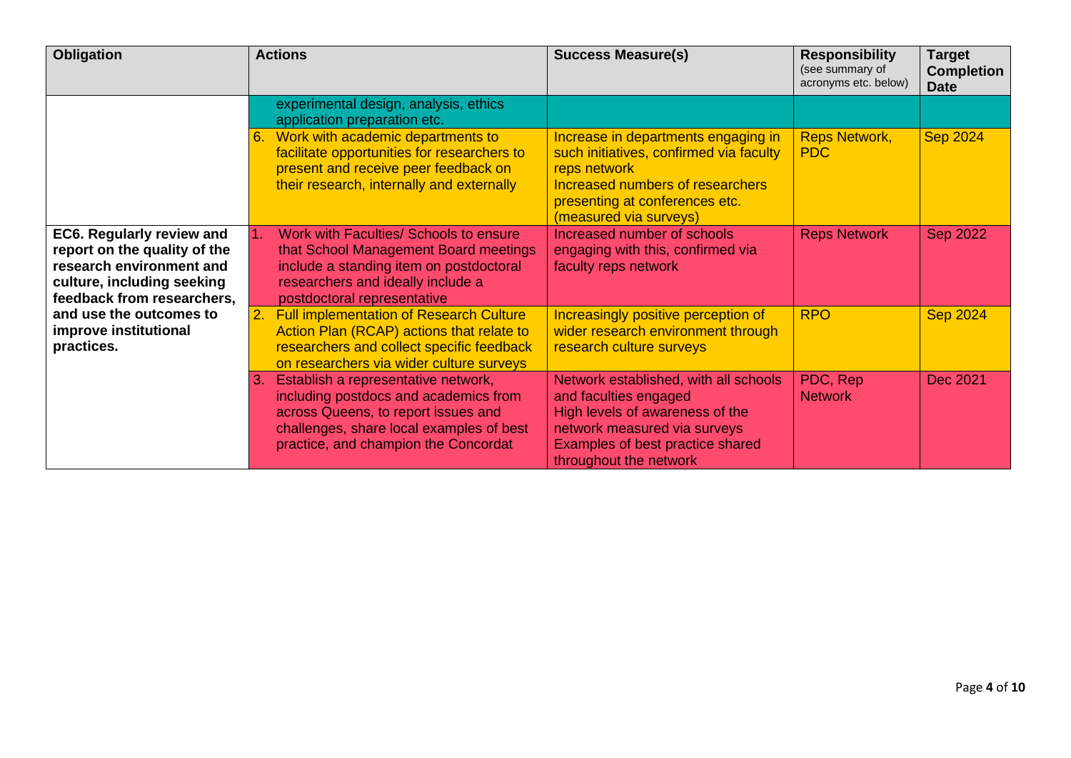| Obligation | Actions | Success Measure(s) | Responsibility (see summary of acronyms etc. below) | Target Completion Date |
|---|---|---|---|---|
| | experimental design, analysis, ethics application preparation etc. | | | |
| | 6. Work with academic departments to facilitate opportunities for researchers to present and receive peer feedback on their research, internally and externally | Increase in departments engaging in such initiatives, confirmed via faculty reps network<br>Increased numbers of researchers presenting at conferences etc. (measured via surveys) | Reps Network, PDC | Sep 2024 |
| **EC6. Regularly review and report on the quality of the research environment and culture, including seeking feedback from researchers, and use the outcomes to improve institutional practices.** | 1. Work with Faculties/ Schools to ensure that School Management Board meetings include a standing item on postdoctoral researchers and ideally include a postdoctoral representative | Increased number of schools engaging with this, confirmed via faculty reps network | Reps Network | Sep 2022 |
| | 2. Full implementation of Research Culture Action Plan (RCAP) actions that relate to researchers and collect specific feedback on researchers via wider culture surveys | Increasingly positive perception of wider research environment through research culture surveys | RPO | Sep 2024 |
| | 3. Establish a representative network, including postdocs and academics from across Queens, to report issues and challenges, share local examples of best practice, and champion the Concordat | Network established, with all schools and faculties engaged<br>High levels of awareness of the network measured via surveys<br>Examples of best practice shared throughout the network | PDC, Rep Network | Dec 2021 |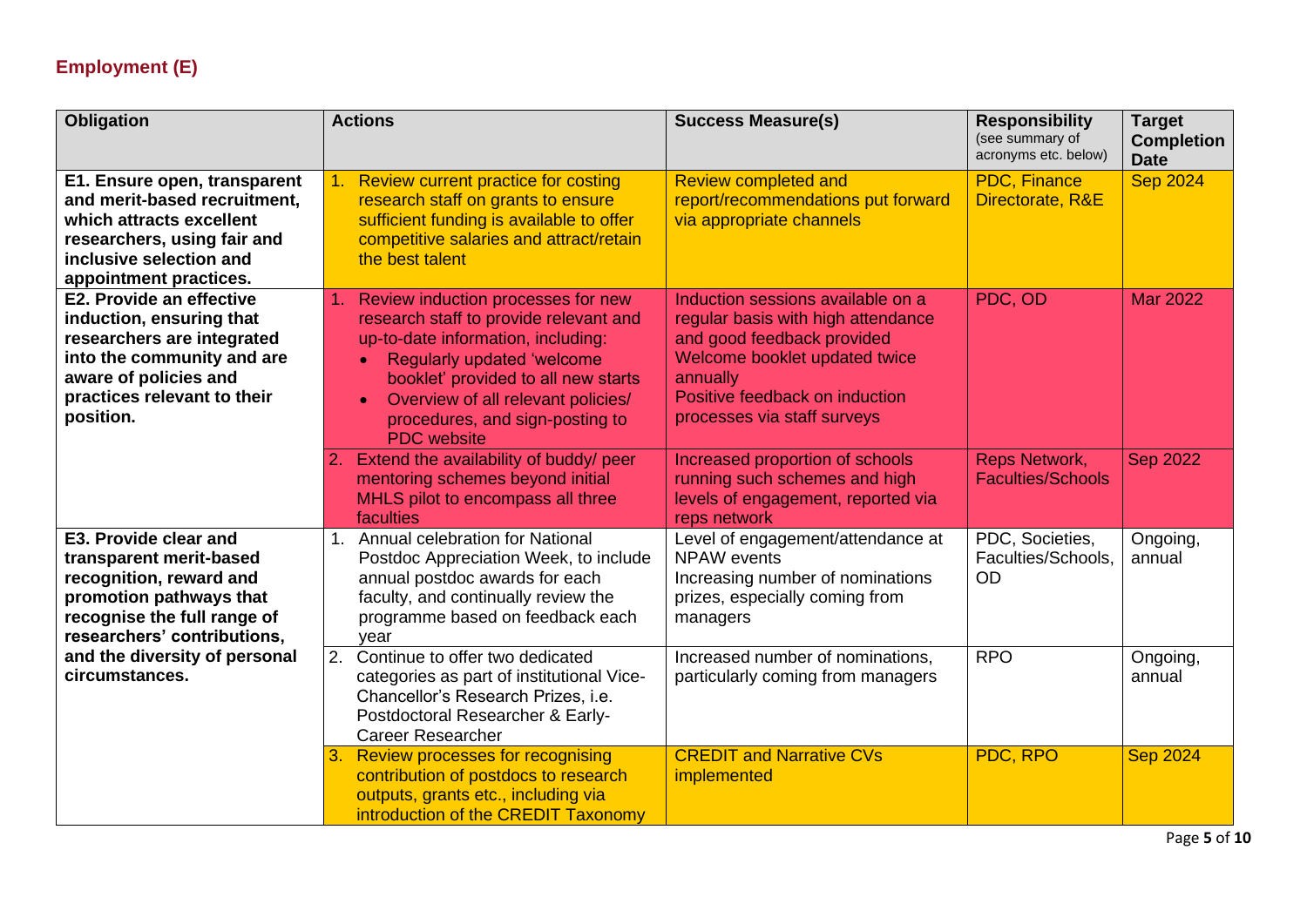## Employment (E)

| Obligation | Actions | Success Measure(s) | Responsibility (see summary of acronyms etc. below) | Target Completion Date |
|---|---|---|---|---|
| **E1. Ensure open, transparent and merit-based recruitment, which attracts excellent researchers, using fair and inclusive selection and appointment practices.** | 1. Review current practice for costing research staff on grants to ensure sufficient funding is available to offer competitive salaries and attract/retain the best talent | Review completed and report/recommendations put forward via appropriate channels | PDC, Finance Directorate, R&E | Sep 2024 |
| **E2. Provide an effective induction, ensuring that researchers are integrated into the community and are aware of policies and practices relevant to their position.** | 1. Review induction processes for new research staff to provide relevant and up-to-date information, including: <br>• Regularly updated 'welcome booklet' provided to all new starts <br>• Overview of all relevant policies/ procedures, and sign-posting to PDC website | Induction sessions available on a regular basis with high attendance and good feedback provided <br>Welcome booklet updated twice annually <br>Positive feedback on induction processes via staff surveys | PDC, OD | Mar 2022 |
| | 2. Extend the availability of buddy/ peer mentoring schemes beyond initial MHLS pilot to encompass all three faculties | Increased proportion of schools running such schemes and high levels of engagement, reported via reps network | Reps Network, Faculties/Schools | Sep 2022 |
| **E3. Provide clear and transparent merit-based recognition, reward and promotion pathways that recognise the full range of researchers' contributions, and the diversity of personal circumstances.** | 1. Annual celebration for National Postdoc Appreciation Week, to include annual postdoc awards for each faculty, and continually review the programme based on feedback each year | Level of engagement/attendance at NPAW events <br>Increasing number of nominations prizes, especially coming from managers | PDC, Societies, Faculties/Schools, OD | Ongoing, annual |
| | 2. Continue to offer two dedicated categories as part of institutional Vice-Chancellor's Research Prizes, i.e. Postdoctoral Researcher & Early-Career Researcher | Increased number of nominations, particularly coming from managers | RPO | Ongoing, annual |
| | 3. Review processes for recognising contribution of postdocs to research outputs, grants etc., including via introduction of the CREDIT Taxonomy | CREDIT and Narrative CVs implemented | PDC, RPO | Sep 2024 |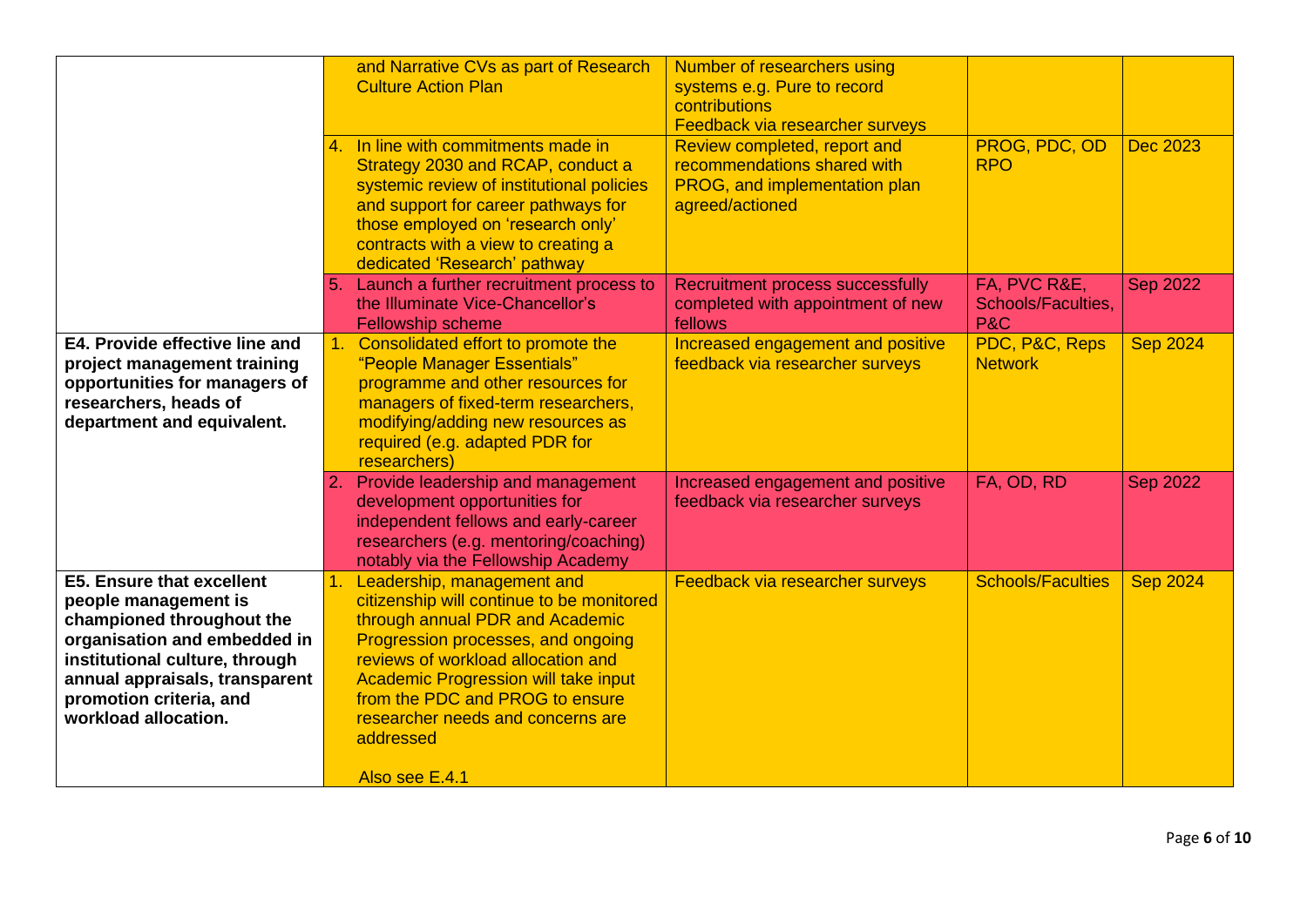| | | | | |
|---|---|---|---|---|
| | and Narrative CVs as part of Research Culture Action Plan | Number of researchers using systems e.g. Pure to record contributions<br>Feedback via researcher surveys | | |
| | 4. In line with commitments made in Strategy 2030 and RCAP, conduct a systemic review of institutional policies and support for career pathways for those employed on 'research only' contracts with a view to creating a dedicated 'Research' pathway | Review completed, report and recommendations shared with PROG, and implementation plan agreed/actioned | PROG, PDC, OD RPO | Dec 2023 |
| | 5. Launch a further recruitment process to the Illuminate Vice-Chancellor's Fellowship scheme | Recruitment process successfully completed with appointment of new fellows | FA, PVC R&E, Schools/Faculties, P&C | Sep 2022 |
| **E4. Provide effective line and project management training opportunities for managers of researchers, heads of department and equivalent.** | 1. Consolidated effort to promote the "People Manager Essentials" programme and other resources for managers of fixed-term researchers, modifying/adding new resources as required (e.g. adapted PDR for researchers) | Increased engagement and positive feedback via researcher surveys | PDC, P&C, Reps Network | Sep 2024 |
| | 2. Provide leadership and management development opportunities for independent fellows and early-career researchers (e.g. mentoring/coaching) notably via the Fellowship Academy | Increased engagement and positive feedback via researcher surveys | FA, OD, RD | Sep 2022 |
| **E5. Ensure that excellent people management is championed throughout the organisation and embedded in institutional culture, through annual appraisals, transparent promotion criteria, and workload allocation.** | 1. Leadership, management and citizenship will continue to be monitored through annual PDR and Academic Progression processes, and ongoing reviews of workload allocation and Academic Progression will take input from the PDC and PROG to ensure researcher needs and concerns are addressed<br><br>Also see E.4.1 | Feedback via researcher surveys | Schools/Faculties | Sep 2024 |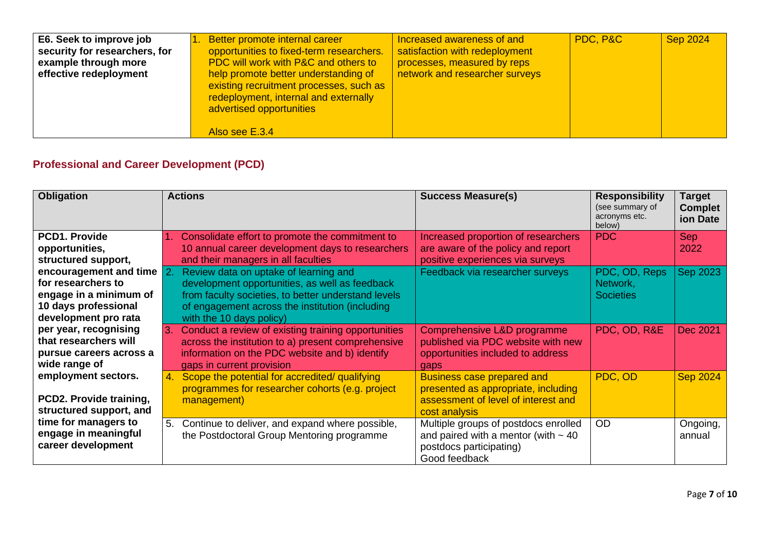| | | | | |
|---|---|---|---|---|
| **E6. Seek to improve job security for researchers, for example through more effective redeployment** | 1. Better promote internal career opportunities to fixed-term researchers. PDC will work with P&C and others to help promote better understanding of existing recruitment processes, such as redeployment, internal and externally advertised opportunities<br><br>Also see E.3.4 | Increased awareness of and satisfaction with redeployment processes, measured by reps network and researcher surveys | PDC, P&C | Sep 2024 |

## Professional and Career Development (PCD)

| Obligation | Actions | Success Measure(s) | Responsibility (see summary of acronyms etc. below) | Target Completion Date |
|---|---|---|---|---|
| **PCD1. Provide opportunities, structured support, encouragement and time for researchers to engage in a minimum of 10 days professional development pro rata per year, recognising that researchers will pursue careers across a wide range of employment sectors.**<br><br>**PCD2. Provide training, structured support, and time for managers to engage in meaningful career development** | 1. Consolidate effort to promote the commitment to 10 annual career development days to researchers and their managers in all faculties | Increased proportion of researchers are aware of the policy and report positive experiences via surveys | PDC | Sep 2022 |
| | 2. Review data on uptake of learning and development opportunities, as well as feedback from faculty societies, to better understand levels of engagement across the institution (including with the 10 days policy) | Feedback via researcher surveys | PDC, OD, Reps Network, Societies | Sep 2023 |
| | 3. Conduct a review of existing training opportunities across the institution to a) present comprehensive information on the PDC website and b) identify gaps in current provision | Comprehensive L&D programme published via PDC website with new opportunities included to address gaps | PDC, OD, R&E | Dec 2021 |
| | 4. Scope the potential for accredited/ qualifying programmes for researcher cohorts (e.g. project management) | Business case prepared and presented as appropriate, including assessment of level of interest and cost analysis | PDC, OD | Sep 2024 |
| | 5. Continue to deliver, and expand where possible, the Postdoctoral Group Mentoring programme | Multiple groups of postdocs enrolled and paired with a mentor (with ~ 40 postdocs participating)<br>Good feedback | OD | Ongoing, annual |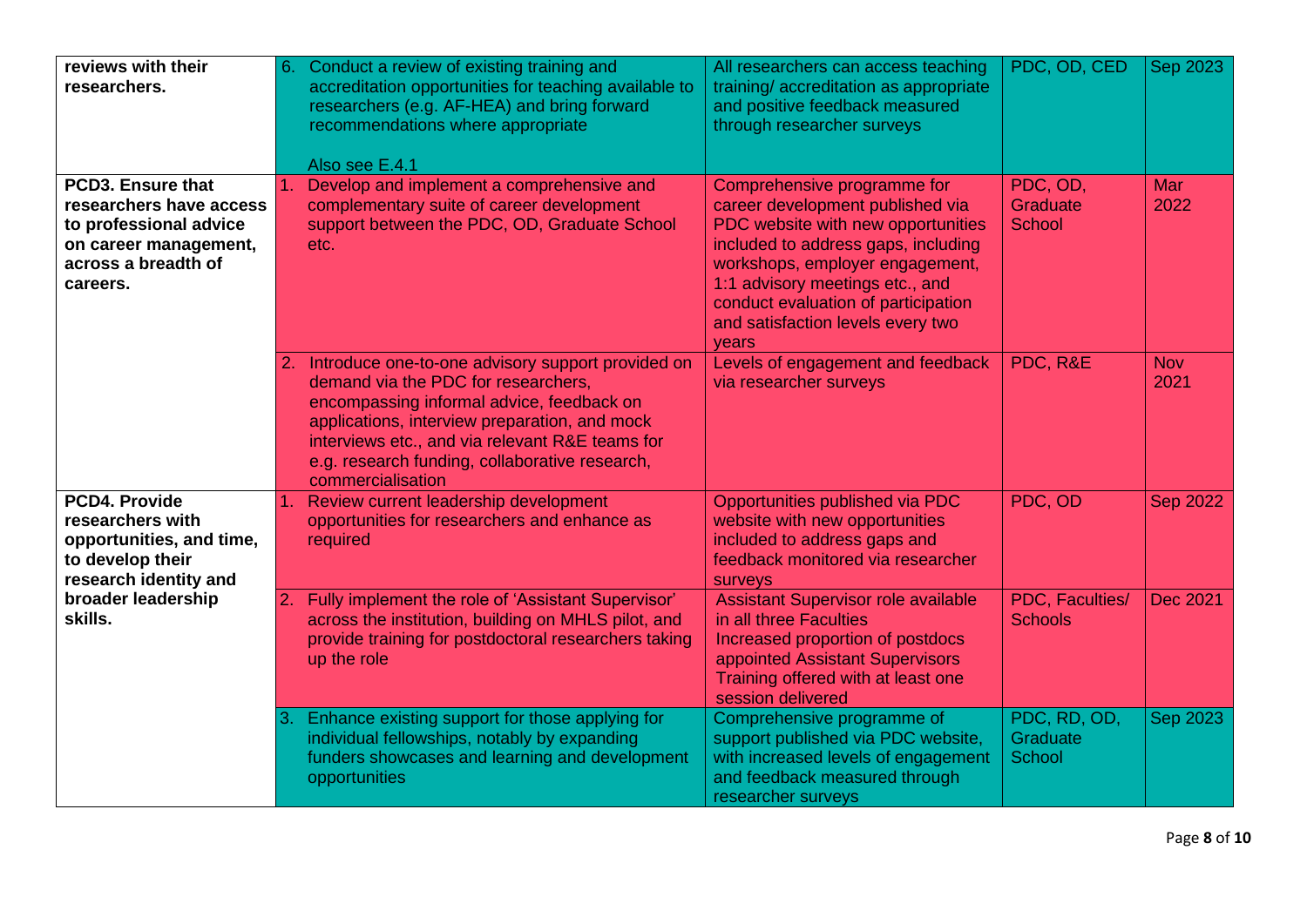| | | | | |
|---|---|---|---|---|
| **reviews with their researchers.** | 6. Conduct a review of existing training and accreditation opportunities for teaching available to researchers (e.g. AF-HEA) and bring forward recommendations where appropriate<br><br>Also see E.4.1 | All researchers can access teaching training/ accreditation as appropriate and positive feedback measured through researcher surveys | PDC, OD, CED | Sep 2023 |
| **PCD3. Ensure that researchers have access to professional advice on career management, across a breadth of careers.** | 1. Develop and implement a comprehensive and complementary suite of career development support between the PDC, OD, Graduate School etc. | Comprehensive programme for career development published via PDC website with new opportunities included to address gaps, including workshops, employer engagement, 1:1 advisory meetings etc., and conduct evaluation of participation and satisfaction levels every two years | PDC, OD, Graduate School | Mar 2022 |
| | 2. Introduce one-to-one advisory support provided on demand via the PDC for researchers, encompassing informal advice, feedback on applications, interview preparation, and mock interviews etc., and via relevant R&E teams for e.g. research funding, collaborative research, commercialisation | Levels of engagement and feedback via researcher surveys | PDC, R&E | Nov 2021 |
| **PCD4. Provide researchers with opportunities, and time, to develop their research identity and broader leadership skills.** | 1. Review current leadership development opportunities for researchers and enhance as required | Opportunities published via PDC website with new opportunities included to address gaps and feedback monitored via researcher surveys | PDC, OD | Sep 2022 |
| | 2. Fully implement the role of 'Assistant Supervisor' across the institution, building on MHLS pilot, and provide training for postdoctoral researchers taking up the role | Assistant Supervisor role available in all three Faculties<br>Increased proportion of postdocs appointed Assistant Supervisors<br>Training offered with at least one session delivered | PDC, Faculties/ Schools | Dec 2021 |
| | 3. Enhance existing support for those applying for individual fellowships, notably by expanding funders showcases and learning and development opportunities | Comprehensive programme of support published via PDC website, with increased levels of engagement and feedback measured through researcher surveys | PDC, RD, OD, Graduate School | Sep 2023 |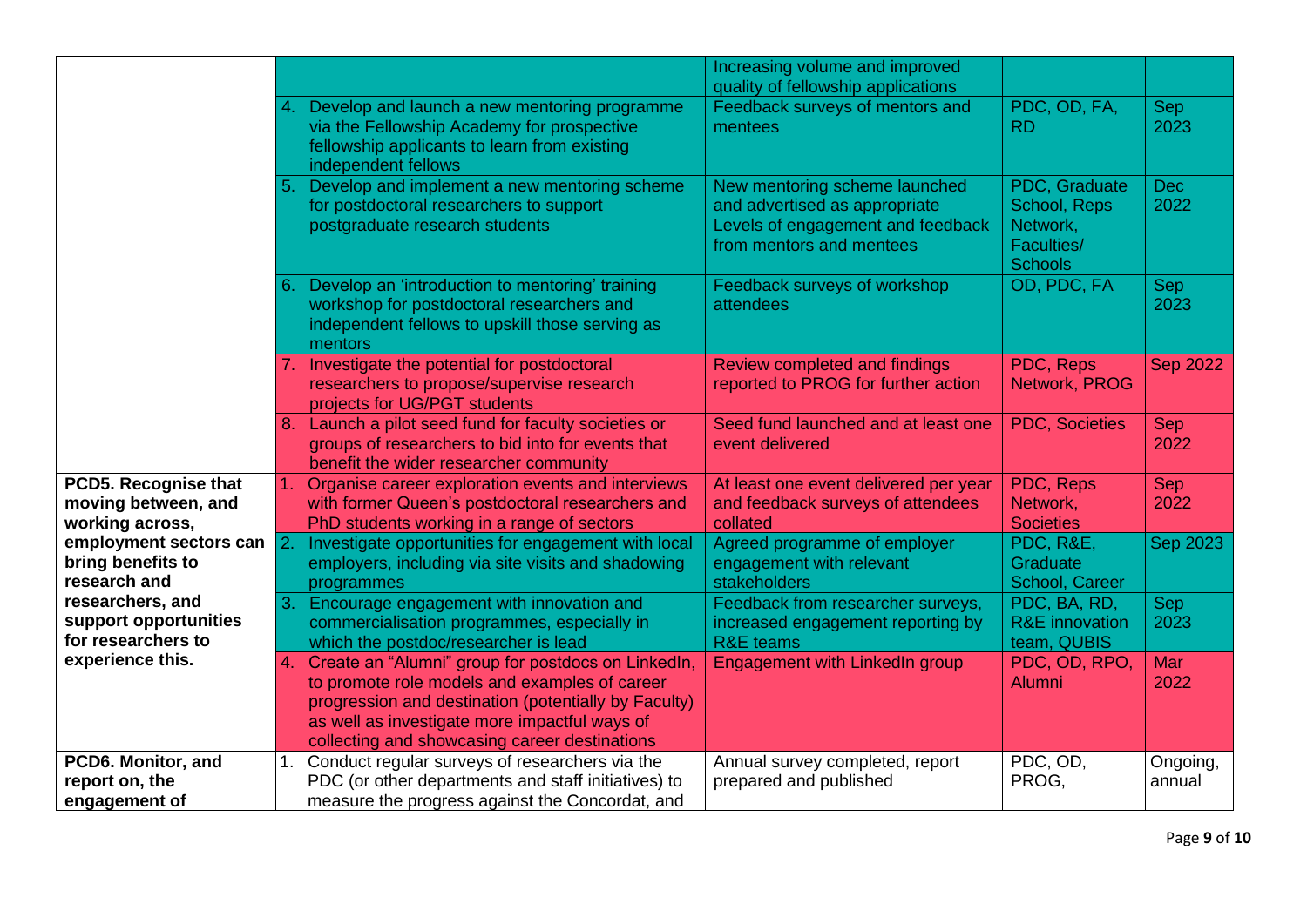| | | | | |
|---|---|---|---|---|
| | | Increasing volume and improved quality of fellowship applications | | |
| | 4. Develop and launch a new mentoring programme via the Fellowship Academy for prospective fellowship applicants to learn from existing independent fellows | Feedback surveys of mentors and mentees | PDC, OD, FA, RD | Sep 2023 |
| | 5. Develop and implement a new mentoring scheme for postdoctoral researchers to support postgraduate research students | New mentoring scheme launched and advertised as appropriate Levels of engagement and feedback from mentors and mentees | PDC, Graduate School, Reps Network, Faculties/ Schools | Dec 2022 |
| | 6. Develop an 'introduction to mentoring' training workshop for postdoctoral researchers and independent fellows to upskill those serving as mentors | Feedback surveys of workshop attendees | OD, PDC, FA | Sep 2023 |
| | 7. Investigate the potential for postdoctoral researchers to propose/supervise research projects for UG/PGT students | Review completed and findings reported to PROG for further action | PDC, Reps Network, PROG | Sep 2022 |
| | 8. Launch a pilot seed fund for faculty societies or groups of researchers to bid into for events that benefit the wider researcher community | Seed fund launched and at least one event delivered | PDC, Societies | Sep 2022 |
| **PCD5. Recognise that moving between, and working across, employment sectors can bring benefits to research and researchers, and support opportunities for researchers to experience this.** | 1. Organise career exploration events and interviews with former Queen's postdoctoral researchers and PhD students working in a range of sectors | At least one event delivered per year and feedback surveys of attendees collated | PDC, Reps Network, Societies | Sep 2022 |
| | 2. Investigate opportunities for engagement with local employers, including via site visits and shadowing programmes | Agreed programme of employer engagement with relevant stakeholders | PDC, R&E, Graduate School, Career | Sep 2023 |
| | 3. Encourage engagement with innovation and commercialisation programmes, especially in which the postdoc/researcher is lead | Feedback from researcher surveys, increased engagement reporting by R&E teams | PDC, BA, RD, R&E innovation team, QUBIS | Sep 2023 |
| | 4. Create an "Alumni" group for postdocs on LinkedIn, to promote role models and examples of career progression and destination (potentially by Faculty) as well as investigate more impactful ways of collecting and showcasing career destinations | Engagement with LinkedIn group | PDC, OD, RPO, Alumni | Mar 2022 |
| **PCD6. Monitor, and report on, the engagement of** | 1. Conduct regular surveys of researchers via the PDC (or other departments and staff initiatives) to measure the progress against the Concordat, and | Annual survey completed, report prepared and published | PDC, OD, PROG, | Ongoing, annual |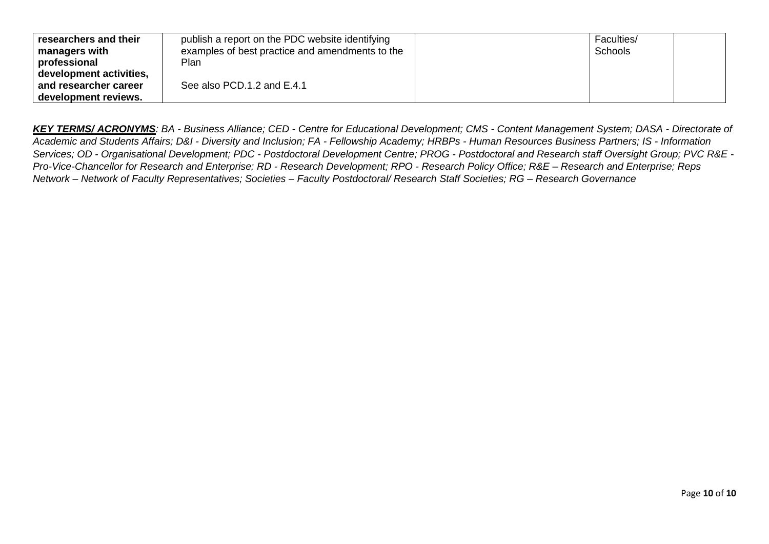| | | | | |
|---|---|---|---|---|
| **researchers and their managers with professional development activities, and researcher career development reviews.** | publish a report on the PDC website identifying examples of best practice and amendments to the Plan<br><br>See also PCD.1.2 and E.4.1 | | Faculties/ Schools | |

***KEY TERMS/ ACRONYMS**: BA - Business Alliance; CED - Centre for Educational Development; CMS - Content Management System; DASA - Directorate of Academic and Students Affairs; D&I - Diversity and Inclusion; FA - Fellowship Academy; HRBPs - Human Resources Business Partners; IS - Information Services; OD - Organisational Development; PDC - Postdoctoral Development Centre; PROG - Postdoctoral and Research staff Oversight Group; PVC R&E - Pro-Vice-Chancellor for Research and Enterprise; RD - Research Development; RPO - Research Policy Office; R&E – Research and Enterprise; Reps Network – Network of Faculty Representatives; Societies – Faculty Postdoctoral/ Research Staff Societies; RG – Research Governance*